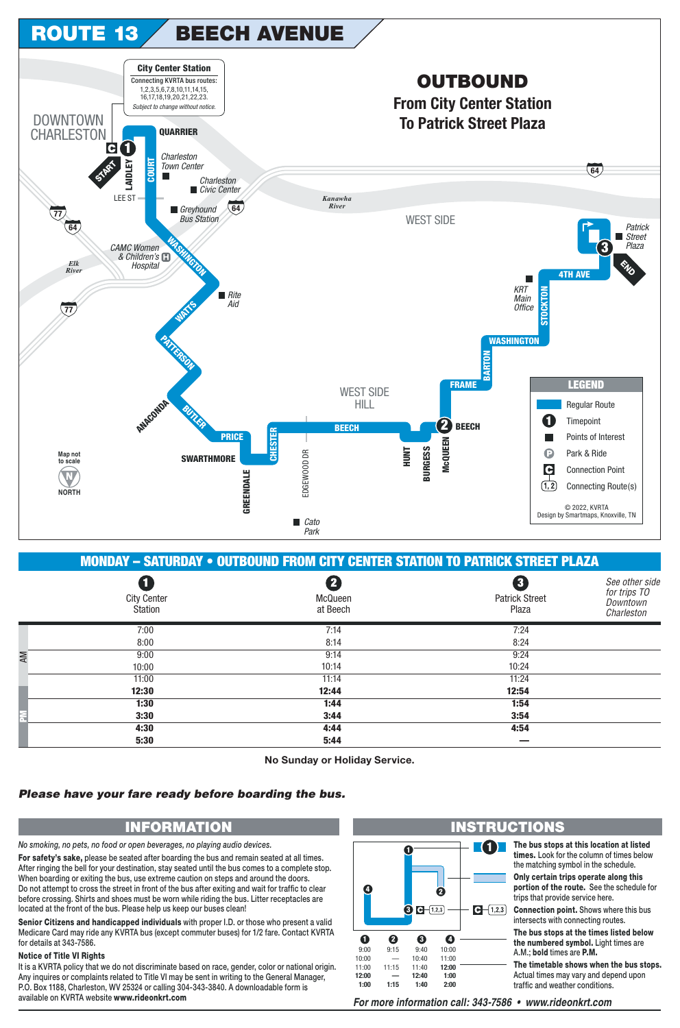# ROUTE 13 BEECH AVENUE

## OUTBOUND
### From City Center Station To Patrick Street Plaza

**City Center Station**
Connecting KVRTA bus routes: 1,2,3,5,6,7,8,10,11,14,15, 16,17,18,19,20,21,22,23.
*Subject to change without notice.*

DOWNTOWN CHARLESTON

START — QUARRIER — LAIDLEY — COURT — LEE ST — *Charleston Town Center* — *Charleston Civic Center* — *Greyhound Bus Station* — *Kanawha River* — WEST SIDE — *CAMC Women & Children's Hospital* — *Elk River* — WASHINGTON — *Rite Aid* — WATTS — PATTERSON — ANACONDA — BUTLER — PRICE — SWARTHMORE — GREENDALE — CHESTER — EDGEWOOD DR — *Cato Park* — BEECH — WEST SIDE HILL — HUNT — BURGESS — McQUEEN — BEECH — FRAME — BARTON — WASHINGTON — STOCKTON — *KRT Main Office* — 4TH AVE — *Patrick Street Plaza* — END

Map not to scale — NORTH

**LEGEND**
- Regular Route
- Timepoint
- Points of Interest
- Park & Ride
- Connection Point
- Connecting Route(s)

© 2022, KVRTA
Design by Smartmaps, Knoxville, TN

## MONDAY – SATURDAY • OUTBOUND FROM CITY CENTER STATION TO PATRICK STREET PLAZA

| | 1 City Center Station | 2 McQueen at Beech | 3 Patrick Street Plaza | *See other side for trips TO Downtown Charleston* |
|---|---|---|---|---|
| AM | 7:00 | 7:14 | 7:24 | |
| AM | 8:00 | 8:14 | 8:24 | |
| AM | 9:00 | 9:14 | 9:24 | |
| AM | 10:00 | 10:14 | 10:24 | |
| AM | 11:00 | 11:14 | 11:24 | |
| PM | **12:30** | **12:44** | **12:54** | |
| PM | **1:30** | **1:44** | **1:54** | |
| PM | **3:30** | **3:44** | **3:54** | |
| PM | **4:30** | **4:44** | **4:54** | |
| PM | **5:30** | **5:44** | **—** | |

**No Sunday or Holiday Service.**

***Please have your fare ready before boarding the bus.***

## INFORMATION

*No smoking, no pets, no food or open beverages, no playing audio devices.*

**For safety's sake,** please be seated after boarding the bus and remain seated at all times. After ringing the bell for your destination, stay seated until the bus comes to a complete stop. When boarding or exiting the bus, use extreme caution on steps and around the doors. Do not attempt to cross the street in front of the bus after exiting and wait for traffic to clear before crossing. Shirts and shoes must be worn while riding the bus. Litter receptacles are located at the front of the bus. Please help us keep our buses clean!

**Senior Citizens and handicapped individuals** with proper I.D. or those who present a valid Medicare Card may ride any KVRTA bus (except commuter buses) for 1/2 fare. Contact KVRTA for details at 343-7586.

**Notice of Title VI Rights**

It is a KVRTA policy that we do not discriminate based on race, gender, color or national origin. Any inquires or complaints related to Title VI may be sent in writing to the General Manager, P.O. Box 1188, Charleston, WV 25324 or calling 304-343-3840. A downloadable form is available on KVRTA website **www.rideonkrt.com**

## INSTRUCTIONS

| 1 | 2 | 3 | 4 |
|---|---|---|---|
| 9:00 | 9:15 | 9:40 | 10:00 |
| 10:00 | — | 10:40 | 11:00 |
| 11:00 | 11:15 | 11:40 | **12:00** |
| **12:00** | — | **12:40** | **1:00** |
| **1:00** | **1:15** | **1:40** | **2:00** |

**The bus stops at this location at listed times.** Look for the column of times below the matching symbol in the schedule.

**Only certain trips operate along this portion of the route.** See the schedule for trips that provide service here.

**Connection point.** Shows where this bus intersects with connecting routes.

**The bus stops at the times listed below the numbered symbol.** Light times are A.M.; **bold** times are **P.M.**

**The timetable shows when the bus stops.** Actual times may vary and depend upon traffic and weather conditions.

***For more information call: 343-7586 • www.rideonkrt.com***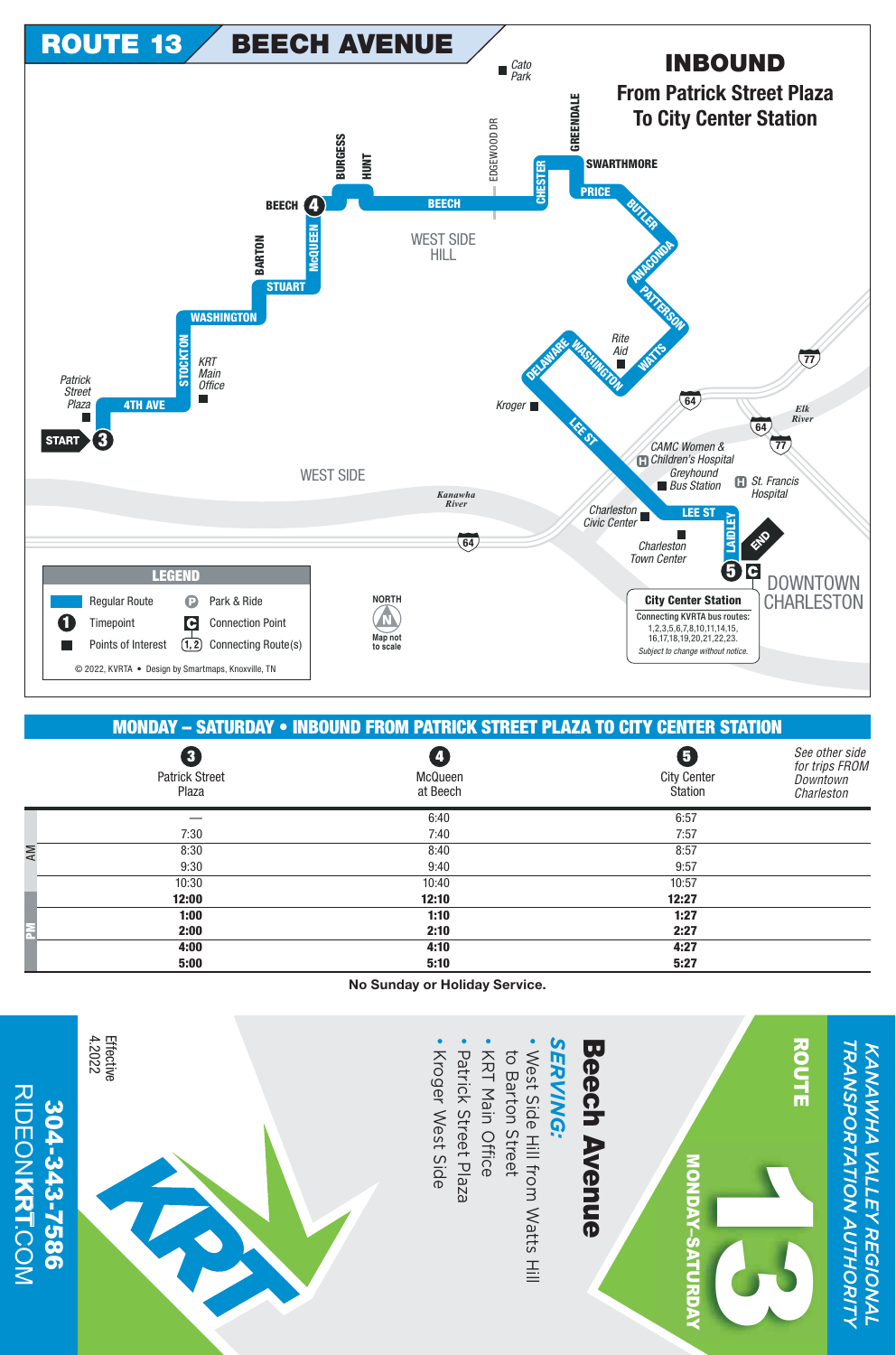# ROUTE 13 BEECH AVENUE

## INBOUND

### From Patrick Street Plaza To City Center Station

START 3 Patrick Street Plaza

4TH AVE
STOCKTON
WASHINGTON
BARTON
STUART
McQUEEN
BEECH 4
BURGESS
HUNT
BEECH
EDGEWOOD DR
CHESTER
GREENDALE
SWARTHMORE
PRICE
BUTLER
ANACONDA
PATTERSON
WATTS
WASHINGTON
DELAWARE
LEE ST
LEE ST
LAIDLEY
END 5 C

KRT Main Office
Cato Park
Rite Aid
Kroger
CAMC Women & Children's Hospital
Greyhound Bus Station
St. Francis Hospital
Charleston Civic Center
Charleston Town Center

WEST SIDE HILL
WEST SIDE
Kanawha River
Elk River
DOWNTOWN CHARLESTON

64
77

**City Center Station**
Connecting KVRTA bus routes:
1,2,3,5,6,7,8,10,11,14,15, 16,17,18,19,20,21,22,23.
*Subject to change without notice.*

**LEGEND**
- Regular Route
- Timepoint
- Points of Interest
- Park & Ride
- Connection Point
- Connecting Route(s)

© 2022, KVRTA • Design by Smartmaps, Knoxville, TN

NORTH
Map not to scale

## MONDAY – SATURDAY • INBOUND FROM PATRICK STREET PLAZA TO CITY CENTER STATION

| | 3 Patrick Street Plaza | 4 McQueen at Beech | 5 City Center Station | *See other side for trips FROM Downtown Charleston* |
|---|---|---|---|---|
| AM | — | 6:40 | 6:57 | |
| AM | 7:30 | 7:40 | 7:57 | |
| AM | 8:30 | 8:40 | 8:57 | |
| AM | 9:30 | 9:40 | 9:57 | |
| AM | 10:30 | 10:40 | 10:57 | |
| PM | **12:00** | **12:10** | **12:27** | |
| PM | **1:00** | **1:10** | **1:27** | |
| PM | **2:00** | **2:10** | **2:27** | |
| PM | **4:00** | **4:10** | **4:27** | |
| PM | **5:00** | **5:10** | **5:27** | |

**No Sunday or Holiday Service.**

*KANAWHA VALLEY REGIONAL TRANSPORTATION AUTHORITY*

**ROUTE 13**

**MONDAY–SATURDAY**

# Beech Avenue

***SERVING:***
- West Side Hill from Watts Hill to Barton Street
- KRT Main Office
- Patrick Street Plaza
- Kroger West Side

Effective 4.2022

KRT

**304-343-7586**

RIDEON**KRT**.COM